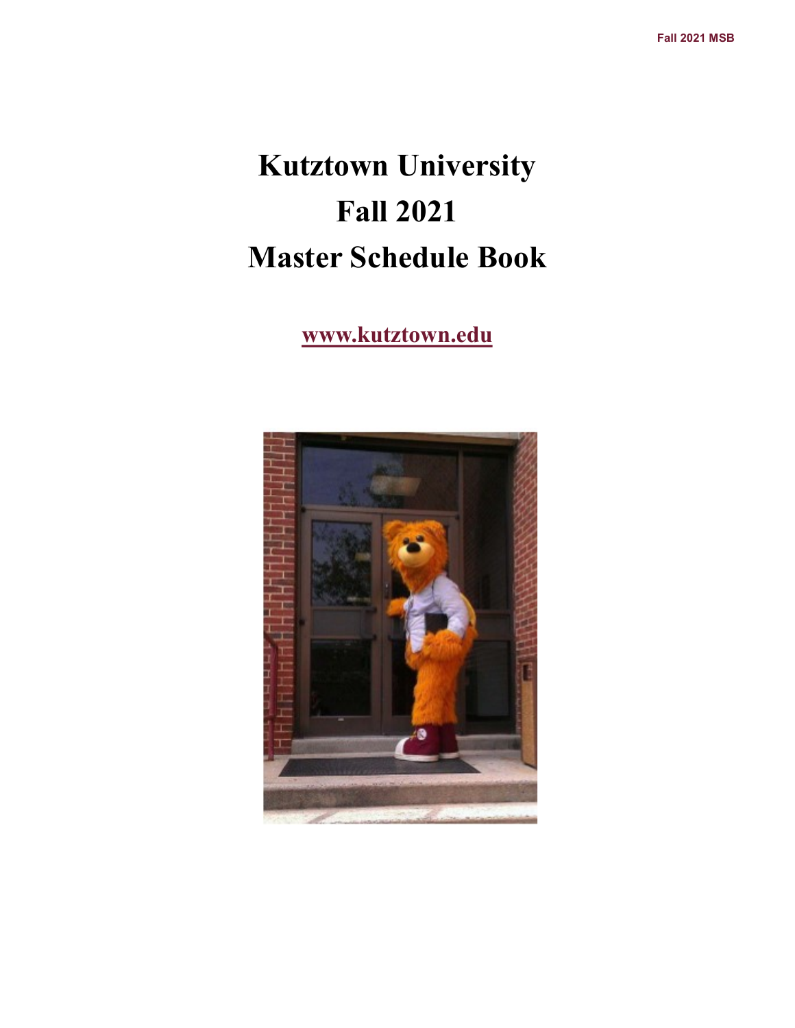# Kutztown University
# Fall 2021
# Master Schedule Book

**www.kutztown.edu**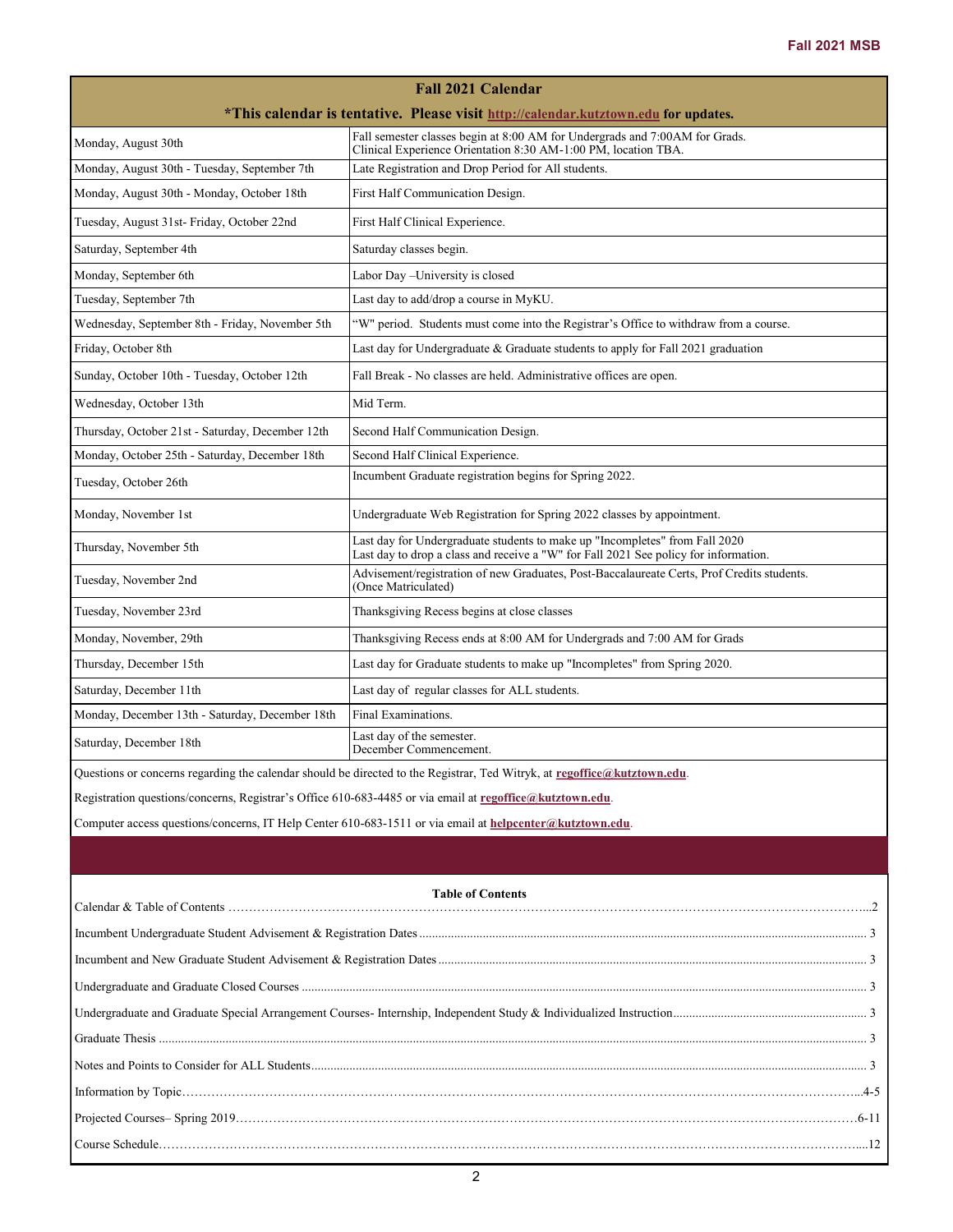## Fall 2021 Calendar

**\*This calendar is tentative. Please visit http://calendar.kutztown.edu for updates.**

| Date | Event |
|---|---|
| Monday, August 30th | Fall semester classes begin at 8:00 AM for Undergrads and 7:00AM for Grads. Clinical Experience Orientation 8:30 AM-1:00 PM, location TBA. |
| Monday, August 30th - Tuesday, September 7th | Late Registration and Drop Period for All students. |
| Monday, August 30th - Monday, October 18th | First Half Communication Design. |
| Tuesday, August 31st- Friday, October 22nd | First Half Clinical Experience. |
| Saturday, September 4th | Saturday classes begin. |
| Monday, September 6th | Labor Day –University is closed |
| Tuesday, September 7th | Last day to add/drop a course in MyKU. |
| Wednesday, September 8th - Friday, November 5th | "W" period. Students must come into the Registrar's Office to withdraw from a course. |
| Friday, October 8th | Last day for Undergraduate & Graduate students to apply for Fall 2021 graduation |
| Sunday, October 10th - Tuesday, October 12th | Fall Break - No classes are held. Administrative offices are open. |
| Wednesday, October 13th | Mid Term. |
| Thursday, October 21st - Saturday, December 12th | Second Half Communication Design. |
| Monday, October 25th - Saturday, December 18th | Second Half Clinical Experience. |
| Tuesday, October 26th | Incumbent Graduate registration begins for Spring 2022. |
| Monday, November 1st | Undergraduate Web Registration for Spring 2022 classes by appointment. |
| Thursday, November 5th | Last day for Undergraduate students to make up "Incompletes" from Fall 2020. Last day to drop a class and receive a "W" for Fall 2021 See policy for information. |
| Tuesday, November 2nd | Advisement/registration of new Graduates, Post-Baccalaureate Certs, Prof Credits students. (Once Matriculated) |
| Tuesday, November 23rd | Thanksgiving Recess begins at close classes |
| Monday, November, 29th | Thanksgiving Recess ends at 8:00 AM for Undergrads and 7:00 AM for Grads |
| Thursday, December 15th | Last day for Graduate students to make up "Incompletes" from Spring 2020. |
| Saturday, December 11th | Last day of regular classes for ALL students. |
| Monday, December 13th - Saturday, December 18th | Final Examinations. |
| Saturday, December 18th | Last day of the semester. December Commencement. |

Questions or concerns regarding the calendar should be directed to the Registrar, Ted Witryk, at **regoffice@kutztown.edu**.

Registration questions/concerns, Registrar's Office 610-683-4485 or via email at **regoffice@kutztown.edu**.

Computer access questions/concerns, IT Help Center 610-683-1511 or via email at **helpcenter@kutztown.edu**.

## Table of Contents

| Section | Page |
|---|---|
| Calendar & Table of Contents | 2 |
| Incumbent Undergraduate Student Advisement & Registration Dates | 3 |
| Incumbent and New Graduate Student Advisement & Registration Dates | 3 |
| Undergraduate and Graduate Closed Courses | 3 |
| Undergraduate and Graduate Special Arrangement Courses- Internship, Independent Study & Individualized Instruction | 3 |
| Graduate Thesis | 3 |
| Notes and Points to Consider for ALL Students | 3 |
| Information by Topic | 4-5 |
| Projected Courses– Spring 2019 | 6-11 |
| Course Schedule | 12 |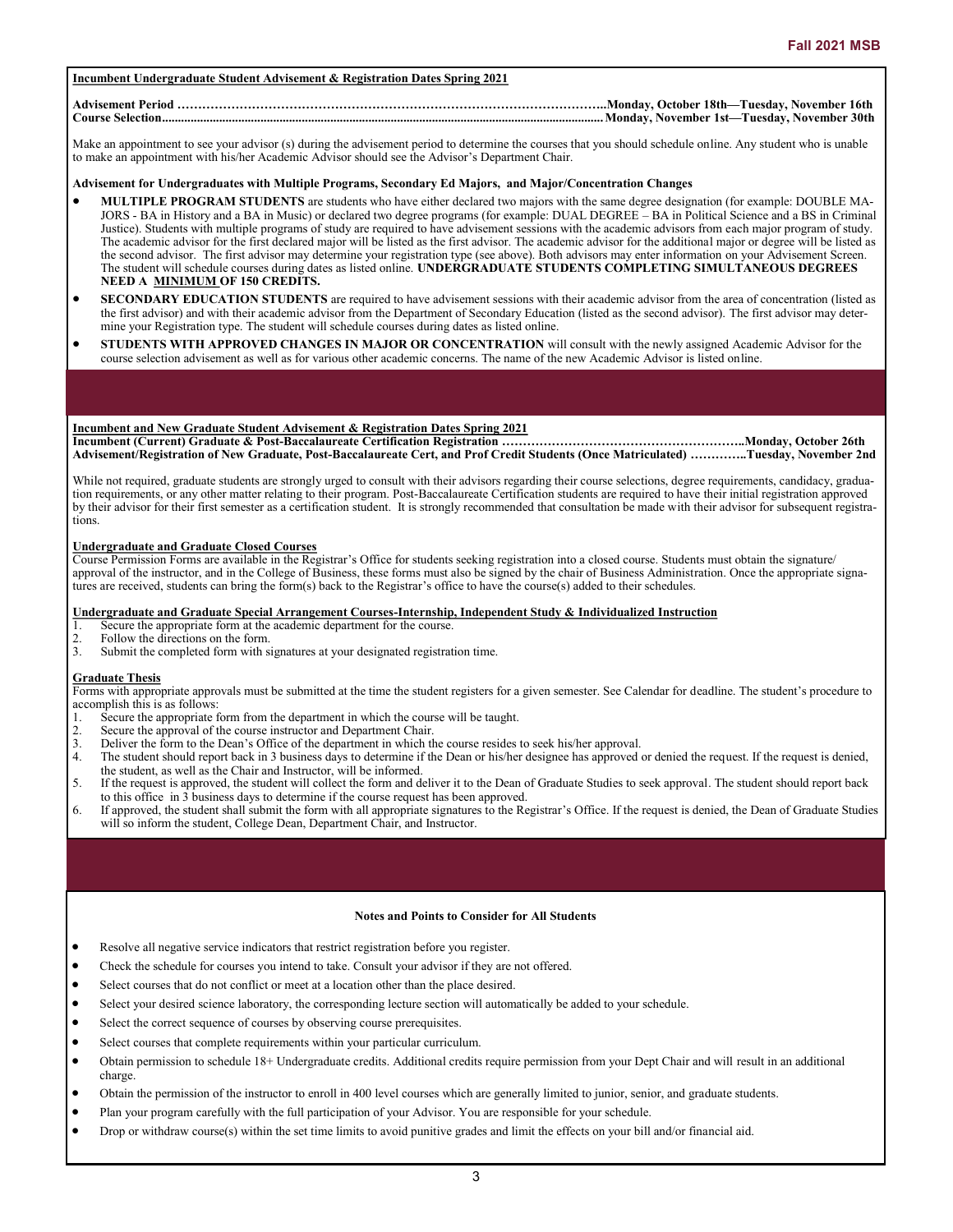**Incumbent Undergraduate Student Advisement & Registration Dates Spring 2021**

**Advisement Period ……………………………………………………………………………………………..Monday, October 18th—Tuesday, November 16th**
**Course Selection..........................................................................................................................................Monday, November 1st—Tuesday, November 30th**

Make an appointment to see your advisor (s) during the advisement period to determine the courses that you should schedule online. Any student who is unable to make an appointment with his/her Academic Advisor should see the Advisor's Department Chair.

**Advisement for Undergraduates with Multiple Programs, Secondary Ed Majors, and Major/Concentration Changes**

- **MULTIPLE PROGRAM STUDENTS** are students who have either declared two majors with the same degree designation (for example: DOUBLE MAJORS - BA in History and a BA in Music) or declared two degree programs (for example: DUAL DEGREE – BA in Political Science and a BS in Criminal Justice). Students with multiple programs of study are required to have advisement sessions with the academic advisors from each major program of study. The academic advisor for the first declared major will be listed as the first advisor. The academic advisor for the additional major or degree will be listed as the second advisor. The first advisor may determine your registration type (see above). Both advisors may enter information on your Advisement Screen. The student will schedule courses during dates as listed online. **UNDERGRADUATE STUDENTS COMPLETING SIMULTANEOUS DEGREES NEED A MINIMUM OF 150 CREDITS.**
- **SECONDARY EDUCATION STUDENTS** are required to have advisement sessions with their academic advisor from the area of concentration (listed as the first advisor) and with their academic advisor from the Department of Secondary Education (listed as the second advisor). The first advisor may determine your Registration type. The student will schedule courses during dates as listed online.
- **STUDENTS WITH APPROVED CHANGES IN MAJOR OR CONCENTRATION** will consult with the newly assigned Academic Advisor for the course selection advisement as well as for various other academic concerns. The name of the new Academic Advisor is listed online.

**Incumbent and New Graduate Student Advisement & Registration Dates Spring 2021**
**Incumbent (Current) Graduate & Post-Baccalaureate Certification Registration …………………………………………………..Monday, October 26th**
**Advisement/Registration of New Graduate, Post-Baccalaureate Cert, and Prof Credit Students (Once Matriculated) …………..Tuesday, November 2nd**

While not required, graduate students are strongly urged to consult with their advisors regarding their course selections, degree requirements, candidacy, graduation requirements, or any other matter relating to their program. Post-Baccalaureate Certification students are required to have their initial registration approved by their advisor for their first semester as a certification student. It is strongly recommended that consultation be made with their advisor for subsequent registrations.

**Undergraduate and Graduate Closed Courses**

Course Permission Forms are available in the Registrar's Office for students seeking registration into a closed course. Students must obtain the signature/approval of the instructor, and in the College of Business, these forms must also be signed by the chair of Business Administration. Once the appropriate signatures are received, students can bring the form(s) back to the Registrar's office to have the course(s) added to their schedules.

**Undergraduate and Graduate Special Arrangement Courses-Internship, Independent Study & Individualized Instruction**

1. Secure the appropriate form at the academic department for the course.
2. Follow the directions on the form.
3. Submit the completed form with signatures at your designated registration time.

**Graduate Thesis**

Forms with appropriate approvals must be submitted at the time the student registers for a given semester. See Calendar for deadline. The student's procedure to accomplish this is as follows:

1. Secure the appropriate form from the department in which the course will be taught.
2. Secure the approval of the course instructor and Department Chair.
3. Deliver the form to the Dean's Office of the department in which the course resides to seek his/her approval.
4. The student should report back in 3 business days to determine if the Dean or his/her designee has approved or denied the request. If the request is denied, the student, as well as the Chair and Instructor, will be informed.
5. If the request is approved, the student will collect the form and deliver it to the Dean of Graduate Studies to seek approval. The student should report back to this office in 3 business days to determine if the course request has been approved.
6. If approved, the student shall submit the form with all appropriate signatures to the Registrar's Office. If the request is denied, the Dean of Graduate Studies will so inform the student, College Dean, Department Chair, and Instructor.

**Notes and Points to Consider for All Students**

- Resolve all negative service indicators that restrict registration before you register.
- Check the schedule for courses you intend to take. Consult your advisor if they are not offered.
- Select courses that do not conflict or meet at a location other than the place desired.
- Select your desired science laboratory, the corresponding lecture section will automatically be added to your schedule.
- Select the correct sequence of courses by observing course prerequisites.
- Select courses that complete requirements within your particular curriculum.
- Obtain permission to schedule 18+ Undergraduate credits. Additional credits require permission from your Dept Chair and will result in an additional charge.
- Obtain the permission of the instructor to enroll in 400 level courses which are generally limited to junior, senior, and graduate students.
- Plan your program carefully with the full participation of your Advisor. You are responsible for your schedule.
- Drop or withdraw course(s) within the set time limits to avoid punitive grades and limit the effects on your bill and/or financial aid.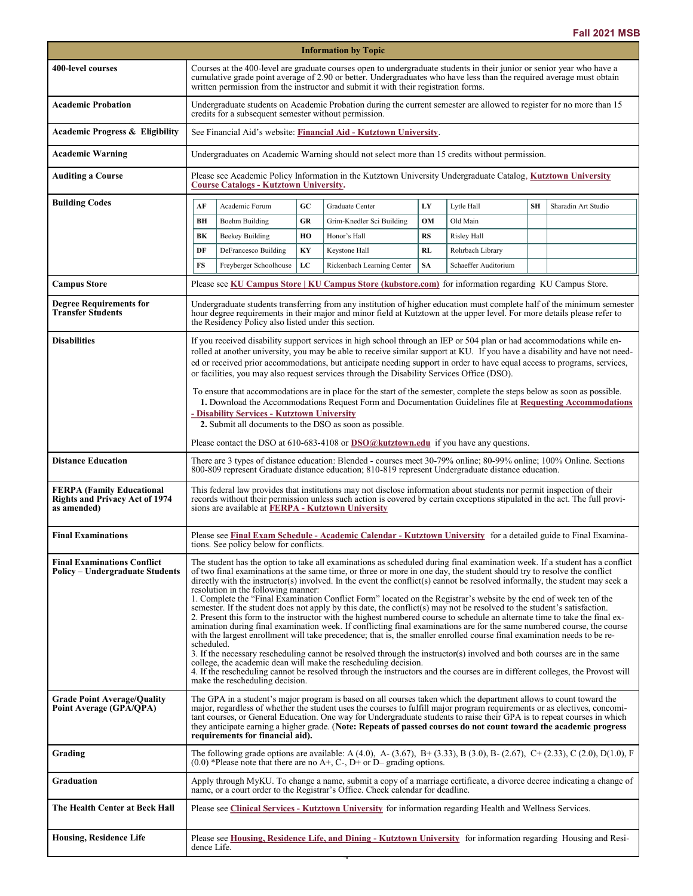| Information by Topic | |
|---|---|
| **400-level courses** | Courses at the 400-level are graduate courses open to undergraduate students in their junior or senior year who have a cumulative grade point average of 2.90 or better. Undergraduates who have less than the required average must obtain written permission from the instructor and submit it with their registration forms. |
| **Academic Probation** | Undergraduate students on Academic Probation during the current semester are allowed to register for no more than 15 credits for a subsequent semester without permission. |
| **Academic Progress & Eligibility** | See Financial Aid's website: **Financial Aid - Kutztown University**. |
| **Academic Warning** | Undergraduates on Academic Warning should not select more than 15 credits without permission. |
| **Auditing a Course** | Please see Academic Policy Information in the Kutztown University Undergraduate Catalog, **Kutztown University Course Catalogs - Kutztown University.** |
| **Building Codes** | **AF** Academic Forum; **BH** Boehm Building; **BK** Beekey Building; **DF** DeFrancesco Building; **FS** Freyberger Schoolhouse; **GC** Graduate Center; **GR** Grim-Knedler Sci Building; **HO** Honor's Hall; **KY** Keystone Hall; **LC** Rickenbach Learning Center; **LY** Lytle Hall; **OM** Old Main; **RS** Risley Hall; **RL** Rohrbach Library; **SA** Schaeffer Auditorium; **SH** Sharadin Art Studio |
| **Campus Store** | Please see **KU Campus Store \| KU Campus Store (kubstore.com)** for information regarding KU Campus Store. |
| **Degree Requirements for Transfer Students** | Undergraduate students transferring from any institution of higher education must complete half of the minimum semester hour degree requirements in their major and minor field at Kutztown at the upper level. For more details please refer to the Residency Policy also listed under this section. |
| **Disabilities** | If you received disability support services in high school through an IEP or 504 plan or had accommodations while enrolled at another university, you may be able to receive similar support at KU. If you have a disability and have not needed or received prior accommodations, but anticipate needing support in order to have equal access to programs, services, or facilities, you may also request services through the Disability Services Office (DSO).<br><br>To ensure that accommodations are in place for the start of the semester, complete the steps below as soon as possible.<br>**1.** Download the Accommodations Request Form and Documentation Guidelines file at **Requesting Accommodations - Disability Services - Kutztown University**<br>**2.** Submit all documents to the DSO as soon as possible.<br><br>Please contact the DSO at 610-683-4108 or **DSO@kutztown.edu** if you have any questions. |
| **Distance Education** | There are 3 types of distance education: Blended - courses meet 30-79% online; 80-99% online; 100% Online. Sections 800-809 represent Graduate distance education; 810-819 represent Undergraduate distance education. |
| **FERPA (Family Educational Rights and Privacy Act of 1974 as amended)** | This federal law provides that institutions may not disclose information about students nor permit inspection of their records without their permission unless such action is covered by certain exceptions stipulated in the act. The full provisions are available at **FERPA - Kutztown University** |
| **Final Examinations** | Please see **Final Exam Schedule - Academic Calendar - Kutztown University** for a detailed guide to Final Examinations. See policy below for conflicts. |
| **Final Examinations Conflict Policy – Undergraduate Students** | The student has the option to take all examinations as scheduled during final examination week. If a student has a conflict of two final examinations at the same time, or three or more in one day, the student should try to resolve the conflict directly with the instructor(s) involved. In the event the conflict(s) cannot be resolved informally, the student may seek a resolution in the following manner:<br>1. Complete the "Final Examination Conflict Form" located on the Registrar's website by the end of week ten of the semester. If the student does not apply by this date, the conflict(s) may not be resolved to the student's satisfaction.<br>2. Present this form to the instructor with the highest numbered course to schedule an alternate time to take the final examination during final examination week. If conflicting final examinations are for the same numbered course, the course with the largest enrollment will take precedence; that is, the smaller enrolled course final examination needs to be rescheduled.<br>3. If the necessary rescheduling cannot be resolved through the instructor(s) involved and both courses are in the same college, the academic dean will make the rescheduling decision.<br>4. If the rescheduling cannot be resolved through the instructors and the courses are in different colleges, the Provost will make the rescheduling decision. |
| **Grade Point Average/Quality Point Average (GPA/QPA)** | The GPA in a student's major program is based on all courses taken which the department allows to count toward the major, regardless of whether the student uses the courses to fulfill major program requirements or as electives, concomitant courses, or General Education. One way for Undergraduate students to raise their GPA is to repeat courses in which they anticipate earning a higher grade. (**Note: Repeats of passed courses do not count toward the academic progress requirements for financial aid).** |
| **Grading** | The following grade options are available: A (4.0), A- (3.67), B+ (3.33), B (3.0), B- (2.67), C+ (2.33), C (2.0), D(1.0), F (0.0) *Please note that there are no A+, C-, D+ or D– grading options. |
| **Graduation** | Apply through MyKU. To change a name, submit a copy of a marriage certificate, a divorce decree indicating a change of name, or a court order to the Registrar's Office. Check calendar for deadline. |
| **The Health Center at Beck Hall** | Please see **Clinical Services - Kutztown University** for information regarding Health and Wellness Services. |
| **Housing, Residence Life** | Please see **Housing, Residence Life, and Dining - Kutztown University** for information regarding Housing and Residence Life. |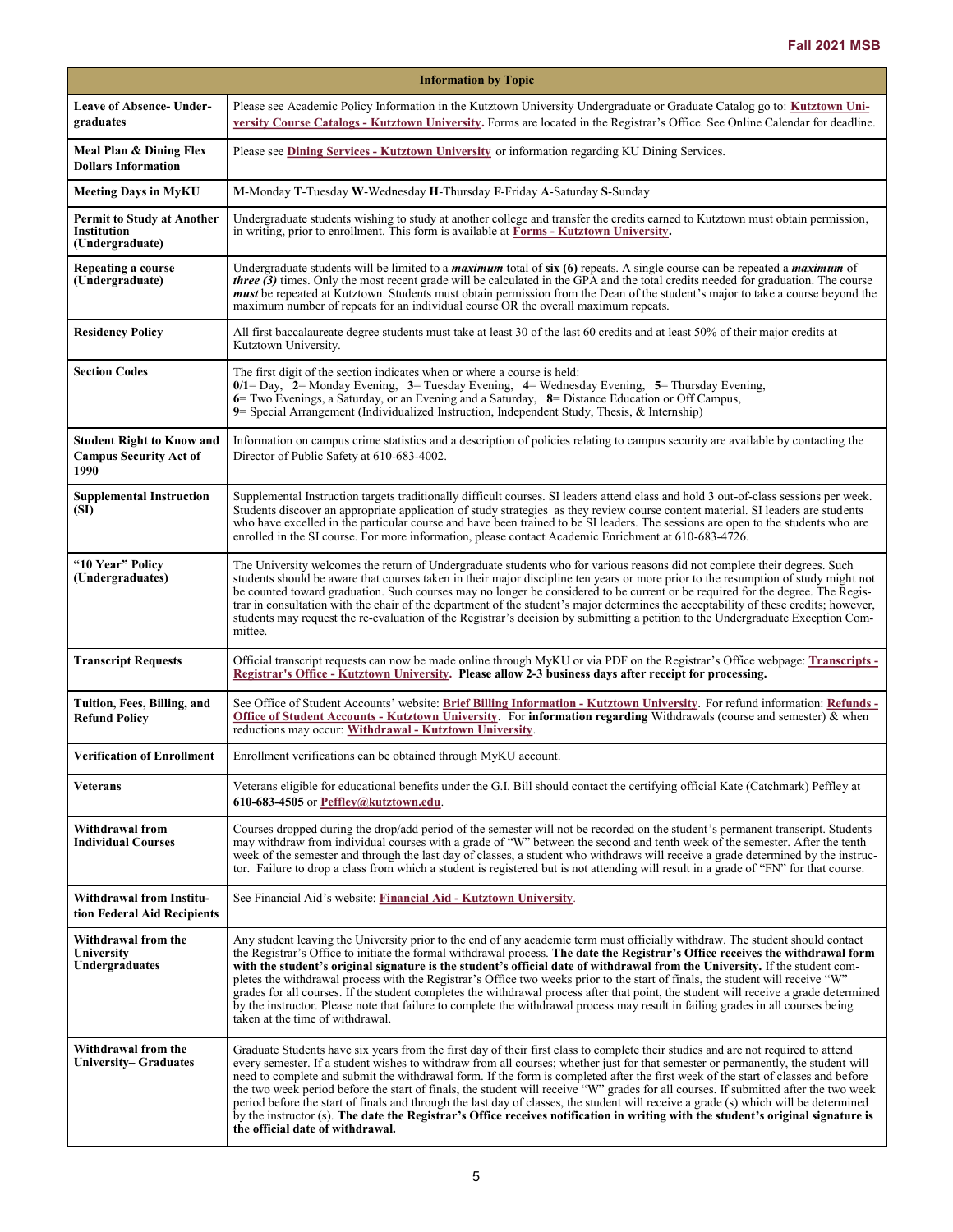| Information by Topic | |
|---|---|
| **Leave of Absence- Undergraduates** | Please see Academic Policy Information in the Kutztown University Undergraduate or Graduate Catalog go to: **Kutztown University Course Catalogs - Kutztown University**. Forms are located in the Registrar's Office. See Online Calendar for deadline. |
| **Meal Plan & Dining Flex Dollars Information** | Please see **Dining Services - Kutztown University** or information regarding KU Dining Services. |
| **Meeting Days in MyKU** | **M**-Monday **T**-Tuesday **W**-Wednesday **H**-Thursday **F**-Friday **A**-Saturday **S**-Sunday |
| **Permit to Study at Another Institution (Undergraduate)** | Undergraduate students wishing to study at another college and transfer the credits earned to Kutztown must obtain permission, in writing, prior to enrollment. This form is available at **Forms - Kutztown University.** |
| **Repeating a course (Undergraduate)** | Undergraduate students will be limited to a ***maximum*** total of **six (6)** repeats. A single course can be repeated a ***maximum*** of ***three (3)*** times. Only the most recent grade will be calculated in the GPA and the total credits needed for graduation. The course ***must*** be repeated at Kutztown. Students must obtain permission from the Dean of the student's major to take a course beyond the maximum number of repeats for an individual course OR the overall maximum repeats. |
| **Residency Policy** | All first baccalaureate degree students must take at least 30 of the last 60 credits and at least 50% of their major credits at Kutztown University. |
| **Section Codes** | The first digit of the section indicates when or where a course is held:<br>**0/1**= Day, **2**= Monday Evening, **3**= Tuesday Evening, **4**= Wednesday Evening, **5**= Thursday Evening,<br>**6**= Two Evenings, a Saturday, or an Evening and a Saturday, **8**= Distance Education or Off Campus,<br>**9**= Special Arrangement (Individualized Instruction, Independent Study, Thesis, & Internship) |
| **Student Right to Know and Campus Security Act of 1990** | Information on campus crime statistics and a description of policies relating to campus security are available by contacting the Director of Public Safety at 610-683-4002. |
| **Supplemental Instruction (SI)** | Supplemental Instruction targets traditionally difficult courses. SI leaders attend class and hold 3 out-of-class sessions per week. Students discover an appropriate application of study strategies as they review course content material. SI leaders are students who have excelled in the particular course and have been trained to be SI leaders. The sessions are open to the students who are enrolled in the SI course. For more information, please contact Academic Enrichment at 610-683-4726. |
| **"10 Year" Policy (Undergraduates)** | The University welcomes the return of Undergraduate students who for various reasons did not complete their degrees. Such students should be aware that courses taken in their major discipline ten years or more prior to the resumption of study might not be counted toward graduation. Such courses may no longer be considered to be current or be required for the degree. The Registrar in consultation with the chair of the department of the student's major determines the acceptability of these credits; however, students may request the re-evaluation of the Registrar's decision by submitting a petition to the Undergraduate Exception Committee. |
| **Transcript Requests** | Official transcript requests can now be made online through MyKU or via PDF on the Registrar's Office webpage: **Transcripts - Registrar's Office - Kutztown University**. **Please allow 2-3 business days after receipt for processing.** |
| **Tuition, Fees, Billing, and Refund Policy** | See Office of Student Accounts' website: **Brief Billing Information - Kutztown University**. For refund information: **Refunds - Office of Student Accounts - Kutztown University**. For **information regarding** Withdrawals (course and semester) & when reductions may occur: **Withdrawal - Kutztown University**. |
| **Verification of Enrollment** | Enrollment verifications can be obtained through MyKU account. |
| **Veterans** | Veterans eligible for educational benefits under the G.I. Bill should contact the certifying official Kate (Catchmark) Peffley at **610-683-4505** or **Peffley@kutztown.edu**. |
| **Withdrawal from Individual Courses** | Courses dropped during the drop/add period of the semester will not be recorded on the student's permanent transcript. Students may withdraw from individual courses with a grade of "W" between the second and tenth week of the semester. After the tenth week of the semester and through the last day of classes, a student who withdraws will receive a grade determined by the instructor. Failure to drop a class from which a student is registered but is not attending will result in a grade of "FN" for that course. |
| **Withdrawal from Institution Federal Aid Recipients** | See Financial Aid's website: **Financial Aid - Kutztown University**. |
| **Withdrawal from the University–Undergraduates** | Any student leaving the University prior to the end of any academic term must officially withdraw. The student should contact the Registrar's Office to initiate the formal withdrawal process. **The date the Registrar's Office receives the withdrawal form with the student's original signature is the student's official date of withdrawal from the University.** If the student completes the withdrawal process with the Registrar's Office two weeks prior to the start of finals, the student will receive "W" grades for all courses. If the student completes the withdrawal process after that point, the student will receive a grade determined by the instructor. Please note that failure to complete the withdrawal process may result in failing grades in all courses being taken at the time of withdrawal. |
| **Withdrawal from the University– Graduates** | Graduate Students have six years from the first day of their first class to complete their studies and are not required to attend every semester. If a student wishes to withdraw from all courses; whether just for that semester or permanently, the student will need to complete and submit the withdrawal form. If the form is completed after the first week of the start of classes and before the two week period before the start of finals, the student will receive "W" grades for all courses. If submitted after the two week period before the start of finals and through the last day of classes, the student will receive a grade (s) which will be determined by the instructor (s). **The date the Registrar's Office receives notification in writing with the student's original signature is the official date of withdrawal.** |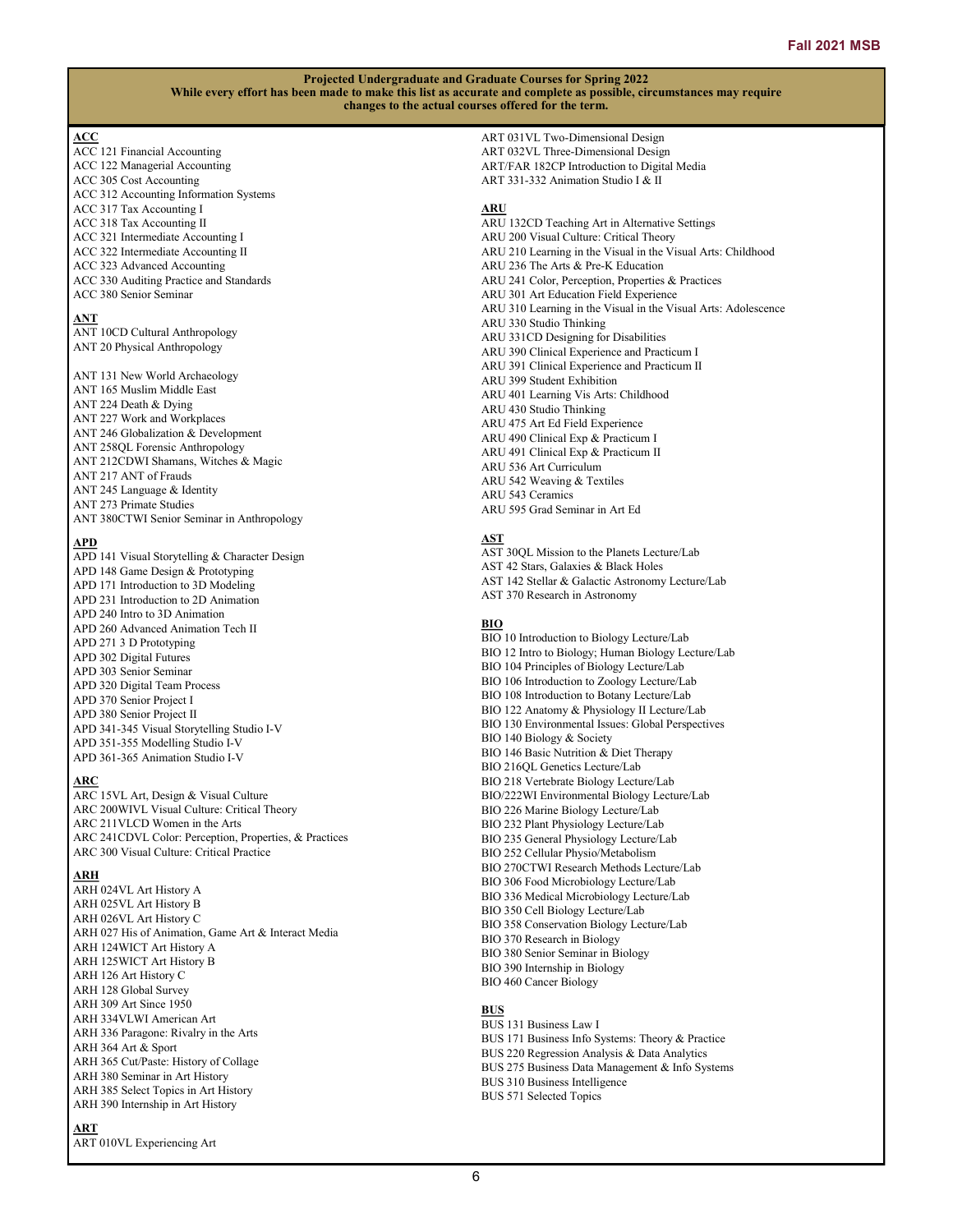**Projected Undergraduate and Graduate Courses for Spring 2022**
**While every effort has been made to make this list as accurate and complete as possible, circumstances may require changes to the actual courses offered for the term.**

**ACC**
ACC 121 Financial Accounting
ACC 122 Managerial Accounting
ACC 305 Cost Accounting
ACC 312 Accounting Information Systems
ACC 317 Tax Accounting I
ACC 318 Tax Accounting II
ACC 321 Intermediate Accounting I
ACC 322 Intermediate Accounting II
ACC 323 Advanced Accounting
ACC 330 Auditing Practice and Standards
ACC 380 Senior Seminar

**ANT**
ANT 10CD Cultural Anthropology
ANT 20 Physical Anthropology

ANT 131 New World Archaeology
ANT 165 Muslim Middle East
ANT 224 Death & Dying
ANT 227 Work and Workplaces
ANT 246 Globalization & Development
ANT 258QL Forensic Anthropology
ANT 212CDWI Shamans, Witches & Magic
ANT 217 ANT of Frauds
ANT 245 Language & Identity
ANT 273 Primate Studies
ANT 380CTWI Senior Seminar in Anthropology

**APD**
APD 141 Visual Storytelling & Character Design
APD 148 Game Design & Prototyping
APD 171 Introduction to 3D Modeling
APD 231 Introduction to 2D Animation
APD 240 Intro to 3D Animation
APD 260 Advanced Animation Tech II
APD 271 3 D Prototyping
APD 302 Digital Futures
APD 303 Senior Seminar
APD 320 Digital Team Process
APD 370 Senior Project I
APD 380 Senior Project II
APD 341-345 Visual Storytelling Studio I-V
APD 351-355 Modelling Studio I-V
APD 361-365 Animation Studio I-V

**ARC**
ARC 15VL Art, Design & Visual Culture
ARC 200WIVL Visual Culture: Critical Theory
ARC 211VLCD Women in the Arts
ARC 241CDVL Color: Perception, Properties, & Practices
ARC 300 Visual Culture: Critical Practice

**ARH**
ARH 024VL Art History A
ARH 025VL Art History B
ARH 026VL Art History C
ARH 027 His of Animation, Game Art & Interact Media
ARH 124WICT Art History A
ARH 125WICT Art History B
ARH 126 Art History C
ARH 128 Global Survey
ARH 309 Art Since 1950
ARH 334VLWI American Art
ARH 336 Paragone: Rivalry in the Arts
ARH 364 Art & Sport
ARH 365 Cut/Paste: History of Collage
ARH 380 Seminar in Art History
ARH 385 Select Topics in Art History
ARH 390 Internship in Art History

**ART**
ART 010VL Experiencing Art
ART 031VL Two-Dimensional Design
ART 032VL Three-Dimensional Design
ART/FAR 182CP Introduction to Digital Media
ART 331-332 Animation Studio I & II

**ARU**
ARU 132CD Teaching Art in Alternative Settings
ARU 200 Visual Culture: Critical Theory
ARU 210 Learning in the Visual in the Visual Arts: Childhood
ARU 236 The Arts & Pre-K Education
ARU 241 Color, Perception, Properties & Practices
ARU 301 Art Education Field Experience
ARU 310 Learning in the Visual in the Visual Arts: Adolescence
ARU 330 Studio Thinking
ARU 331CD Designing for Disabilities
ARU 390 Clinical Experience and Practicum I
ARU 391 Clinical Experience and Practicum II
ARU 399 Student Exhibition
ARU 401 Learning Vis Arts: Childhood
ARU 430 Studio Thinking
ARU 475 Art Ed Field Experience
ARU 490 Clinical Exp & Practicum I
ARU 491 Clinical Exp & Practicum II
ARU 536 Art Curriculum
ARU 542 Weaving & Textiles
ARU 543 Ceramics
ARU 595 Grad Seminar in Art Ed

**AST**
AST 30QL Mission to the Planets Lecture/Lab
AST 42 Stars, Galaxies & Black Holes
AST 142 Stellar & Galactic Astronomy Lecture/Lab
AST 370 Research in Astronomy

**BIO**
BIO 10 Introduction to Biology Lecture/Lab
BIO 12 Intro to Biology; Human Biology Lecture/Lab
BIO 104 Principles of Biology Lecture/Lab
BIO 106 Introduction to Zoology Lecture/Lab
BIO 108 Introduction to Botany Lecture/Lab
BIO 122 Anatomy & Physiology II Lecture/Lab
BIO 130 Environmental Issues: Global Perspectives
BIO 140 Biology & Society
BIO 146 Basic Nutrition & Diet Therapy
BIO 216QL Genetics Lecture/Lab
BIO 218 Vertebrate Biology Lecture/Lab
BIO/222WI Environmental Biology Lecture/Lab
BIO 226 Marine Biology Lecture/Lab
BIO 232 Plant Physiology Lecture/Lab
BIO 235 General Physiology Lecture/Lab
BIO 252 Cellular Physio/Metabolism
BIO 270CTWI Research Methods Lecture/Lab
BIO 306 Food Microbiology Lecture/Lab
BIO 336 Medical Microbiology Lecture/Lab
BIO 350 Cell Biology Lecture/Lab
BIO 358 Conservation Biology Lecture/Lab
BIO 370 Research in Biology
BIO 380 Senior Seminar in Biology
BIO 390 Internship in Biology
BIO 460 Cancer Biology

**BUS**
BUS 131 Business Law I
BUS 171 Business Info Systems: Theory & Practice
BUS 220 Regression Analysis & Data Analytics
BUS 275 Business Data Management & Info Systems
BUS 310 Business Intelligence
BUS 571 Selected Topics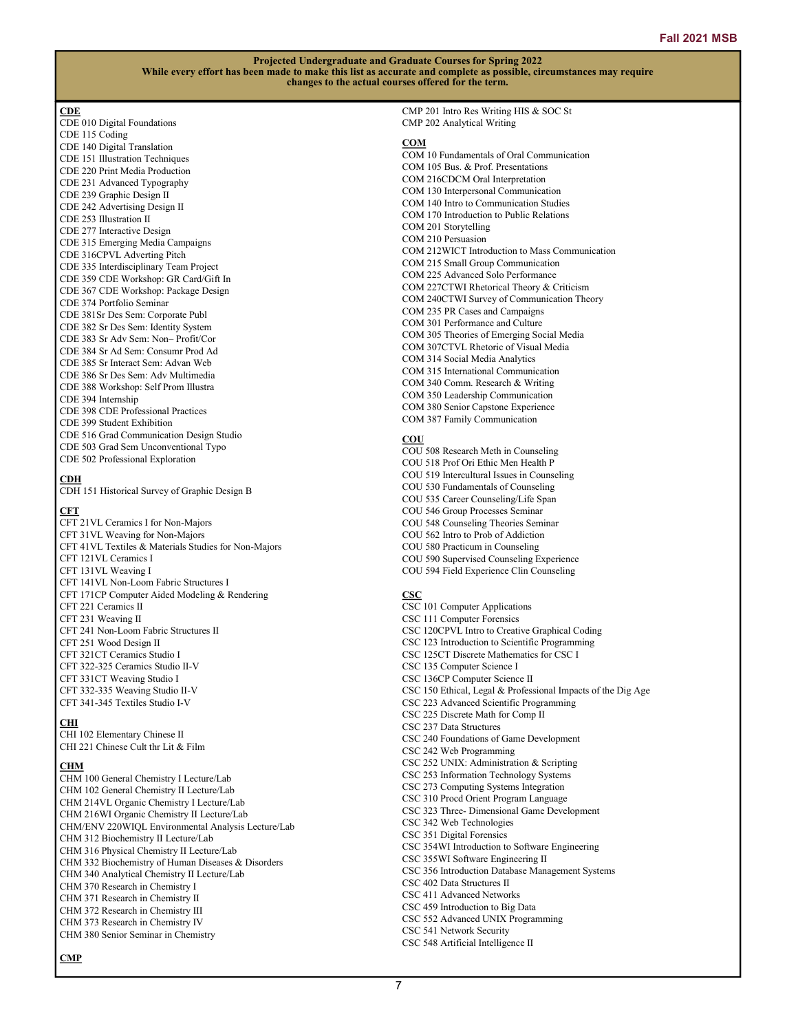**Projected Undergraduate and Graduate Courses for Spring 2022**
**While every effort has been made to make this list as accurate and complete as possible, circumstances may require changes to the actual courses offered for the term.**

**CDE**
CDE 010 Digital Foundations
CDE 115 Coding
CDE 140 Digital Translation
CDE 151 Illustration Techniques
CDE 220 Print Media Production
CDE 231 Advanced Typography
CDE 239 Graphic Design II
CDE 242 Advertising Design II
CDE 253 Illustration II
CDE 277 Interactive Design
CDE 315 Emerging Media Campaigns
CDE 316CPVL Adverting Pitch
CDE 335 Interdisciplinary Team Project
CDE 359 CDE Workshop: GR Card/Gift In
CDE 367 CDE Workshop: Package Design
CDE 374 Portfolio Seminar
CDE 381Sr Des Sem: Corporate Publ
CDE 382 Sr Des Sem: Identity System
CDE 383 Sr Adv Sem: Non– Profit/Cor
CDE 384 Sr Ad Sem: Consumr Prod Ad
CDE 385 Sr Interact Sem: Advan Web
CDE 386 Sr Des Sem: Adv Multimedia
CDE 388 Workshop: Self Prom Illustra
CDE 394 Internship
CDE 398 CDE Professional Practices
CDE 399 Student Exhibition
CDE 516 Grad Communication Design Studio
CDE 503 Grad Sem Unconventional Typo
CDE 502 Professional Exploration

**CDH**
CDH 151 Historical Survey of Graphic Design B

**CFT**
CFT 21VL Ceramics I for Non-Majors
CFT 31VL Weaving for Non-Majors
CFT 41VL Textiles & Materials Studies for Non-Majors
CFT 121VL Ceramics I
CFT 131VL Weaving I
CFT 141VL Non-Loom Fabric Structures I
CFT 171CP Computer Aided Modeling & Rendering
CFT 221 Ceramics II
CFT 231 Weaving II
CFT 241 Non-Loom Fabric Structures II
CFT 251 Wood Design II
CFT 321CT Ceramics Studio I
CFT 322-325 Ceramics Studio II-V
CFT 331CT Weaving Studio I
CFT 332-335 Weaving Studio II-V
CFT 341-345 Textiles Studio I-V

**CHI**
CHI 102 Elementary Chinese II
CHI 221 Chinese Cult thr Lit & Film

**CHM**
CHM 100 General Chemistry I Lecture/Lab
CHM 102 General Chemistry II Lecture/Lab
CHM 214VL Organic Chemistry I Lecture/Lab
CHM 216WI Organic Chemistry II Lecture/Lab
CHM/ENV 220WIQL Environmental Analysis Lecture/Lab
CHM 312 Biochemistry II Lecture/Lab
CHM 316 Physical Chemistry II Lecture/Lab
CHM 332 Biochemistry of Human Diseases & Disorders
CHM 340 Analytical Chemistry II Lecture/Lab
CHM 370 Research in Chemistry I
CHM 371 Research in Chemistry II
CHM 372 Research in Chemistry III
CHM 373 Research in Chemistry IV
CHM 380 Senior Seminar in Chemistry

**CMP**
CMP 201 Intro Res Writing HIS & SOC St
CMP 202 Analytical Writing

**COM**
COM 10 Fundamentals of Oral Communication
COM 105 Bus. & Prof. Presentations
COM 216CDCM Oral Interpretation
COM 130 Interpersonal Communication
COM 140 Intro to Communication Studies
COM 170 Introduction to Public Relations
COM 201 Storytelling
COM 210 Persuasion
COM 212WICT Introduction to Mass Communication
COM 215 Small Group Communication
COM 225 Advanced Solo Performance
COM 227CTWI Rhetorical Theory & Criticism
COM 240CTWI Survey of Communication Theory
COM 235 PR Cases and Campaigns
COM 301 Performance and Culture
COM 305 Theories of Emerging Social Media
COM 307CTVL Rhetoric of Visual Media
COM 314 Social Media Analytics
COM 315 International Communication
COM 340 Comm. Research & Writing
COM 350 Leadership Communication
COM 380 Senior Capstone Experience
COM 387 Family Communication

**COU**
COU 508 Research Meth in Counseling
COU 518 Prof Ori Ethic Men Health P
COU 519 Intercultural Issues in Counseling
COU 530 Fundamentals of Counseling
COU 535 Career Counseling/Life Span
COU 546 Group Processes Seminar
COU 548 Counseling Theories Seminar
COU 562 Intro to Prob of Addiction
COU 580 Practicum in Counseling
COU 590 Supervised Counseling Experience
COU 594 Field Experience Clin Counseling

**CSC**
CSC 101 Computer Applications
CSC 111 Computer Forensics
CSC 120CPVL Intro to Creative Graphical Coding
CSC 123 Introduction to Scientific Programming
CSC 125CT Discrete Mathematics for CSC I
CSC 135 Computer Science I
CSC 136CP Computer Science II
CSC 150 Ethical, Legal & Professional Impacts of the Dig Age
CSC 223 Advanced Scientific Programming
CSC 225 Discrete Math for Comp II
CSC 237 Data Structures
CSC 240 Foundations of Game Development
CSC 242 Web Programming
CSC 252 UNIX: Administration & Scripting
CSC 253 Information Technology Systems
CSC 273 Computing Systems Integration
CSC 310 Procd Orient Program Language
CSC 323 Three- Dimensional Game Development
CSC 342 Web Technologies
CSC 351 Digital Forensics
CSC 354WI Introduction to Software Engineering
CSC 355WI Software Engineering II
CSC 356 Introduction Database Management Systems
CSC 402 Data Structures II
CSC 411 Advanced Networks
CSC 459 Introduction to Big Data
CSC 552 Advanced UNIX Programming
CSC 541 Network Security
CSC 548 Artificial Intelligence II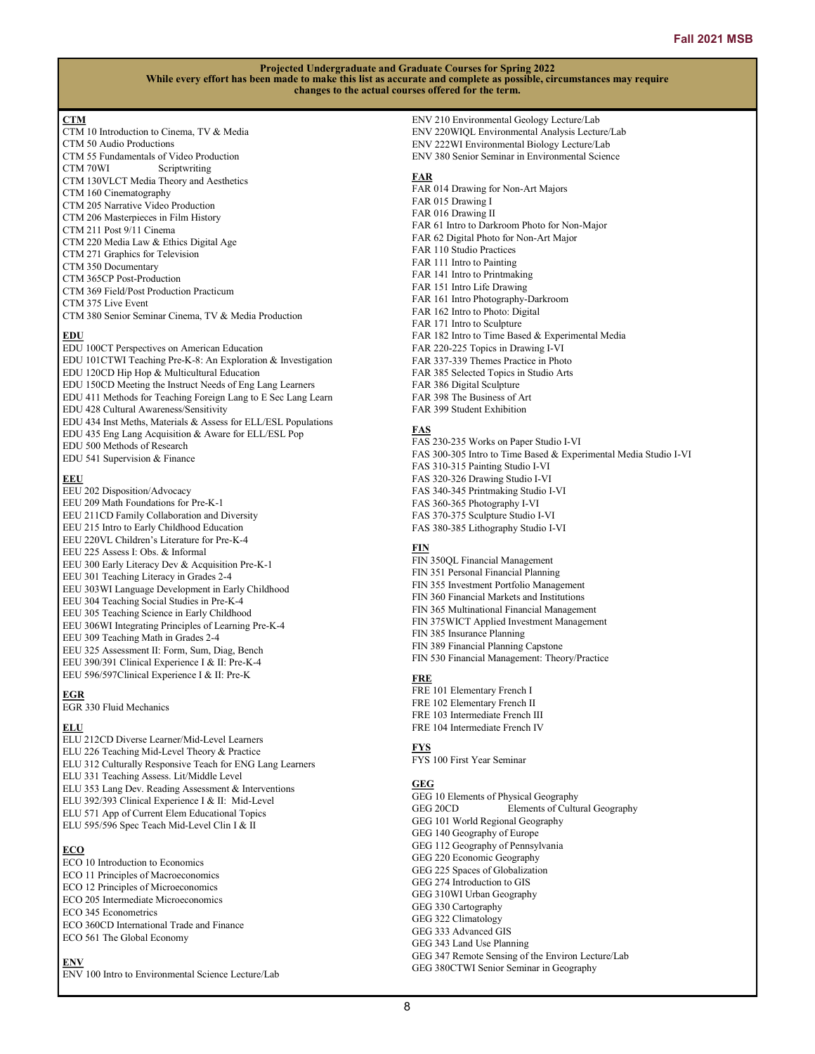**Projected Undergraduate and Graduate Courses for Spring 2022**
**While every effort has been made to make this list as accurate and complete as possible, circumstances may require changes to the actual courses offered for the term.**

**CTM**

CTM 10 Introduction to Cinema, TV & Media
CTM 50 Audio Productions
CTM 55 Fundamentals of Video Production
CTM 70WI Scriptwriting
CTM 130VLCT Media Theory and Aesthetics
CTM 160 Cinematography
CTM 205 Narrative Video Production
CTM 206 Masterpieces in Film History
CTM 211 Post 9/11 Cinema
CTM 220 Media Law & Ethics Digital Age
CTM 271 Graphics for Television
CTM 350 Documentary
CTM 365CP Post-Production
CTM 369 Field/Post Production Practicum
CTM 375 Live Event
CTM 380 Senior Seminar Cinema, TV & Media Production

**EDU**

EDU 100CT Perspectives on American Education
EDU 101CTWI Teaching Pre-K-8: An Exploration & Investigation
EDU 120CD Hip Hop & Multicultural Education
EDU 150CD Meeting the Instruct Needs of Eng Lang Learners
EDU 411 Methods for Teaching Foreign Lang to E Sec Lang Learn
EDU 428 Cultural Awareness/Sensitivity
EDU 434 Inst Meths, Materials & Assess for ELL/ESL Populations
EDU 435 Eng Lang Acquisition & Aware for ELL/ESL Pop
EDU 500 Methods of Research
EDU 541 Supervision & Finance

**EEU**

EEU 202 Disposition/Advocacy
EEU 209 Math Foundations for Pre-K-1
EEU 211CD Family Collaboration and Diversity
EEU 215 Intro to Early Childhood Education
EEU 220VL Children's Literature for Pre-K-4
EEU 225 Assess I: Obs. & Informal
EEU 300 Early Literacy Dev & Acquisition Pre-K-1
EEU 301 Teaching Literacy in Grades 2-4
EEU 303WI Language Development in Early Childhood
EEU 304 Teaching Social Studies in Pre-K-4
EEU 305 Teaching Science in Early Childhood
EEU 306WI Integrating Principles of Learning Pre-K-4
EEU 309 Teaching Math in Grades 2-4
EEU 325 Assessment II: Form, Sum, Diag, Bench
EEU 390/391 Clinical Experience I & II: Pre-K-4
EEU 596/597Clinical Experience I & II: Pre-K

**EGR**

EGR 330 Fluid Mechanics

**ELU**

ELU 212CD Diverse Learner/Mid-Level Learners
ELU 226 Teaching Mid-Level Theory & Practice
ELU 312 Culturally Responsive Teach for ENG Lang Learners
ELU 331 Teaching Assess. Lit/Middle Level
ELU 353 Lang Dev. Reading Assessment & Interventions
ELU 392/393 Clinical Experience I & II: Mid-Level
ELU 571 App of Current Elem Educational Topics
ELU 595/596 Spec Teach Mid-Level Clin I & II

**ECO**

ECO 10 Introduction to Economics
ECO 11 Principles of Macroeconomics
ECO 12 Principles of Microeconomics
ECO 205 Intermediate Microeconomics
ECO 345 Econometrics
ECO 360CD International Trade and Finance
ECO 561 The Global Economy

**ENV**

ENV 100 Intro to Environmental Science Lecture/Lab
ENV 210 Environmental Geology Lecture/Lab
ENV 220WIQL Environmental Analysis Lecture/Lab
ENV 222WI Environmental Biology Lecture/Lab
ENV 380 Senior Seminar in Environmental Science

**FAR**

FAR 014 Drawing for Non-Art Majors
FAR 015 Drawing I
FAR 016 Drawing II
FAR 61 Intro to Darkroom Photo for Non-Major
FAR 62 Digital Photo for Non-Art Major
FAR 110 Studio Practices
FAR 111 Intro to Painting
FAR 141 Intro to Printmaking
FAR 151 Intro Life Drawing
FAR 161 Intro Photography-Darkroom
FAR 162 Intro to Photo: Digital
FAR 171 Intro to Sculpture
FAR 182 Intro to Time Based & Experimental Media
FAR 220-225 Topics in Drawing I-VI
FAR 337-339 Themes Practice in Photo
FAR 385 Selected Topics in Studio Arts
FAR 386 Digital Sculpture
FAR 398 The Business of Art
FAR 399 Student Exhibition

**FAS**

FAS 230-235 Works on Paper Studio I-VI
FAS 300-305 Intro to Time Based & Experimental Media Studio I-VI
FAS 310-315 Painting Studio I-VI
FAS 320-326 Drawing Studio I-VI
FAS 340-345 Printmaking Studio I-VI
FAS 360-365 Photography I-VI
FAS 370-375 Sculpture Studio I-VI
FAS 380-385 Lithography Studio I-VI

**FIN**

FIN 350QL Financial Management
FIN 351 Personal Financial Planning
FIN 355 Investment Portfolio Management
FIN 360 Financial Markets and Institutions
FIN 365 Multinational Financial Management
FIN 375WICT Applied Investment Management
FIN 385 Insurance Planning
FIN 389 Financial Planning Capstone
FIN 530 Financial Management: Theory/Practice

**FRE**

FRE 101 Elementary French I
FRE 102 Elementary French II
FRE 103 Intermediate French III
FRE 104 Intermediate French IV

**FYS**

FYS 100 First Year Seminar

**GEG**

GEG 10 Elements of Physical Geography
GEG 20CD Elements of Cultural Geography
GEG 101 World Regional Geography
GEG 140 Geography of Europe
GEG 112 Geography of Pennsylvania
GEG 220 Economic Geography
GEG 225 Spaces of Globalization
GEG 274 Introduction to GIS
GEG 310WI Urban Geography
GEG 330 Cartography
GEG 322 Climatology
GEG 333 Advanced GIS
GEG 343 Land Use Planning
GEG 347 Remote Sensing of the Environ Lecture/Lab
GEG 380CTWI Senior Seminar in Geography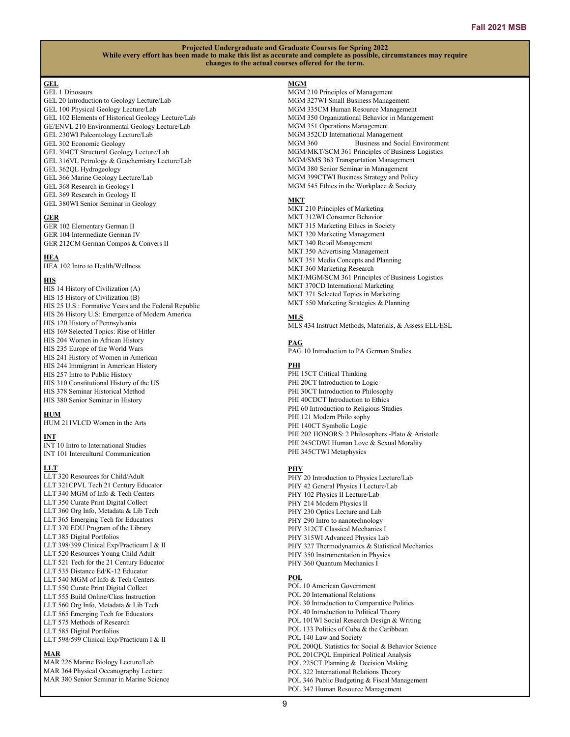**Projected Undergraduate and Graduate Courses for Spring 2022**
**While every effort has been made to make this list as accurate and complete as possible, circumstances may require changes to the actual courses offered for the term.**

**GEL**
GEL 1 Dinosaurs
GEL 20 Introduction to Geology Lecture/Lab
GEL 100 Physical Geology Lecture/Lab
GEL 102 Elements of Historical Geology Lecture/Lab
GE/ENVL 210 Environmental Geology Lecture/Lab
GEL 230WI Paleontology Lecture/Lab
GEL 302 Economic Geology
GEL 304CT Structural Geology Lecture/Lab
GEL 316VL Petrology & Geochemistry Lecture/Lab
GEL 362QL Hydrogeology
GEL 366 Marine Geology Lecture/Lab
GEL 368 Research in Geology I
GEL 369 Research in Geology II
GEL 380WI Senior Seminar in Geology

**GER**
GER 102 Elementary German II
GER 104 Intermediate German IV
GER 212CM German Compos & Convers II

**HEA**
HEA 102 Intro to Health/Wellness

**HIS**
HIS 14 History of Civilization (A)
HIS 15 History of Civilization (B)
HIS 25 U.S.: Formative Years and the Federal Republic
HIS 26 History U.S: Emergence of Modern America
HIS 120 History of Pennsylvania
HIS 169 Selected Topics: Rise of Hitler
HIS 204 Women in African History
HIS 235 Europe of the World Wars
HIS 241 History of Women in American
HIS 244 Immigrant in American History
HIS 257 Intro to Public History
HIS 310 Constitutional History of the US
HIS 378 Seminar Historical Method
HIS 380 Senior Seminar in History

**HUM**
HUM 211VLCD Women in the Arts

**INT**
INT 10 Intro to International Studies
INT 101 Intercultural Communication

**LLT**
LLT 320 Resources for Child/Adult
LLT 321CPVL Tech 21 Century Educator
LLT 340 MGM of Info & Tech Centers
LLT 350 Curate Print Digital Collect
LLT 360 Org Info, Metadata & Lib Tech
LLT 365 Emerging Tech for Educators
LLT 370 EDU Program of the Library
LLT 385 Digital Portfolios
LLT 398/399 Clinical Exp/Practicum I & II
LLT 520 Resources Young Child Adult
LLT 521 Tech for the 21 Century Educator
LLT 535 Distance Ed/K-12 Educator
LLT 540 MGM of Info & Tech Centers
LLT 550 Curate Print Digital Collect
LLT 555 Build Online/Class Instruction
LLT 560 Org Info, Metadata & Lib Tech
LLT 565 Emerging Tech for Educators
LLT 575 Methods of Research
LLT 585 Digital Portfolios
LLT 598/599 Clinical Exp/Practicum I & II

**MAR**
MAR 226 Marine Biology Lecture/Lab
MAR 364 Physical Oceanography Lecture
MAR 380 Senior Seminar in Marine Science

**MGM**
MGM 210 Principles of Management
MGM 327WI Small Business Management
MGM 335CM Human Resource Management
MGM 350 Organizational Behavior in Management
MGM 351 Operations Management
MGM 352CD International Management
MGM 360 Business and Social Environment
MGM/MKT/SCM 361 Principles of Business Logistics
MGM/SMS 363 Transportation Management
MGM 380 Senior Seminar in Management
MGM 399CTWI Business Strategy and Policy
MGM 545 Ethics in the Workplace & Society

**MKT**
MKT 210 Principles of Marketing
MKT 312WI Consumer Behavior
MKT 315 Marketing Ethics in Society
MKT 320 Marketing Management
MKT 340 Retail Management
MKT 350 Advertising Management
MKT 351 Media Concepts and Planning
MKT 360 Marketing Research
MKT/MGM/SCM 361 Principles of Business Logistics
MKT 370CD International Marketing
MKT 371 Selected Topics in Marketing
MKT 550 Marketing Strategies & Planning

**MLS**
MLS 434 Instruct Methods, Materials, & Assess ELL/ESL

**PAG**
PAG 10 Introduction to PA German Studies

**PHI**
PHI 15CT Critical Thinking
PHI 20CT Introduction to Logic
PHI 30CT Introduction to Philosophy
PHI 40CDCT Introduction to Ethics
PHI 60 Introduction to Religious Studies
PHI 121 Modern Philo sophy
PHI 140CT Symbolic Logic
PHI 202 HONORS: 2 Philosophers -Plato & Aristotle
PHI 245CDWI Human Love & Sexual Morality
PHI 345CTWI Metaphysics

**PHY**
PHY 20 Introduction to Physics Lecture/Lab
PHY 42 General Physics I Lecture/Lab
PHY 102 Physics II Lecture/Lab
PHY 214 Modern Physics II
PHY 230 Optics Lecture and Lab
PHY 290 Intro to nanotechnology
PHY 312CT Classical Mechanics I
PHY 315WI Advanced Physics Lab
PHY 327 Thermodynamics & Statistical Mechanics
PHY 350 Instrumentation in Physics
PHY 360 Quantum Mechanics I

**POL**
POL 10 American Government
POL 20 International Relations
POL 30 Introduction to Comparative Politics
POL 40 Introduction to Political Theory
POL 101WI Social Research Design & Writing
POL 133 Politics of Cuba & the Caribbean
POL 140 Law and Society
POL 200QL Statistics for Social & Behavior Science
POL 201CPQL Empirical Political Analysis
POL 225CT Planning & Decision Making
POL 322 International Relations Theory
POL 346 Public Budgeting & Fiscal Management
POL 347 Human Resource Management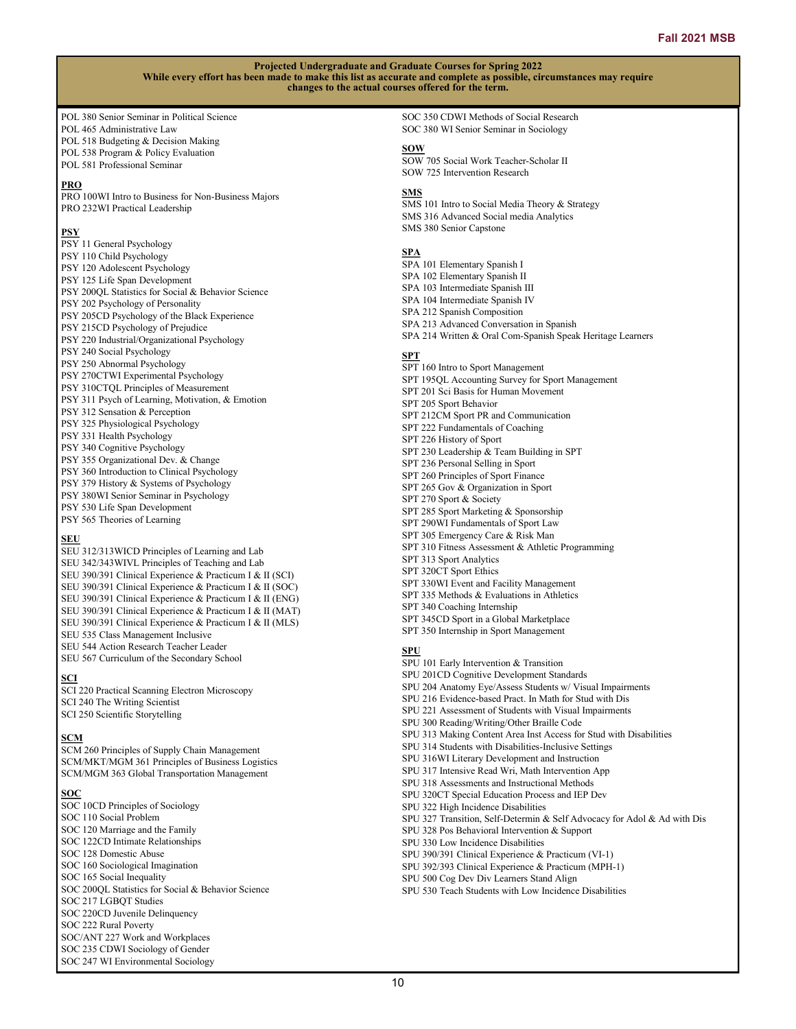**Projected Undergraduate and Graduate Courses for Spring 2022**
**While every effort has been made to make this list as accurate and complete as possible, circumstances may require changes to the actual courses offered for the term.**

POL 380 Senior Seminar in Political Science
POL 465 Administrative Law
POL 518 Budgeting & Decision Making
POL 538 Program & Policy Evaluation
POL 581 Professional Seminar

**PRO**
PRO 100WI Intro to Business for Non-Business Majors
PRO 232WI Practical Leadership

**PSY**
PSY 11 General Psychology
PSY 110 Child Psychology
PSY 120 Adolescent Psychology
PSY 125 Life Span Development
PSY 200QL Statistics for Social & Behavior Science
PSY 202 Psychology of Personality
PSY 205CD Psychology of the Black Experience
PSY 215CD Psychology of Prejudice
PSY 220 Industrial/Organizational Psychology
PSY 240 Social Psychology
PSY 250 Abnormal Psychology
PSY 270CTWI Experimental Psychology
PSY 310CTQL Principles of Measurement
PSY 311 Psych of Learning, Motivation, & Emotion
PSY 312 Sensation & Perception
PSY 325 Physiological Psychology
PSY 331 Health Psychology
PSY 340 Cognitive Psychology
PSY 355 Organizational Dev. & Change
PSY 360 Introduction to Clinical Psychology
PSY 379 History & Systems of Psychology
PSY 380WI Senior Seminar in Psychology
PSY 530 Life Span Development
PSY 565 Theories of Learning

**SEU**
SEU 312/313WICD Principles of Learning and Lab
SEU 342/343WIVL Principles of Teaching and Lab
SEU 390/391 Clinical Experience & Practicum I & II (SCI)
SEU 390/391 Clinical Experience & Practicum I & II (SOC)
SEU 390/391 Clinical Experience & Practicum I & II (ENG)
SEU 390/391 Clinical Experience & Practicum I & II (MAT)
SEU 390/391 Clinical Experience & Practicum I & II (MLS)
SEU 535 Class Management Inclusive
SEU 544 Action Research Teacher Leader
SEU 567 Curriculum of the Secondary School

**SCI**
SCI 220 Practical Scanning Electron Microscopy
SCI 240 The Writing Scientist
SCI 250 Scientific Storytelling

**SCM**
SCM 260 Principles of Supply Chain Management
SCM/MKT/MGM 361 Principles of Business Logistics
SCM/MGM 363 Global Transportation Management

**SOC**
SOC 10CD Principles of Sociology
SOC 110 Social Problem
SOC 120 Marriage and the Family
SOC 122CD Intimate Relationships
SOC 128 Domestic Abuse
SOC 160 Sociological Imagination
SOC 165 Social Inequality
SOC 200QL Statistics for Social & Behavior Science
SOC 217 LGBQT Studies
SOC 220CD Juvenile Delinquency
SOC 222 Rural Poverty
SOC/ANT 227 Work and Workplaces
SOC 235 CDWI Sociology of Gender
SOC 247 WI Environmental Sociology
SOC 350 CDWI Methods of Social Research
SOC 380 WI Senior Seminar in Sociology

**SOW**
SOW 705 Social Work Teacher-Scholar II
SOW 725 Intervention Research

**SMS**
SMS 101 Intro to Social Media Theory & Strategy
SMS 316 Advanced Social media Analytics
SMS 380 Senior Capstone

**SPA**
SPA 101 Elementary Spanish I
SPA 102 Elementary Spanish II
SPA 103 Intermediate Spanish III
SPA 104 Intermediate Spanish IV
SPA 212 Spanish Composition
SPA 213 Advanced Conversation in Spanish
SPA 214 Written & Oral Com-Spanish Speak Heritage Learners

**SPT**
SPT 160 Intro to Sport Management
SPT 195QL Accounting Survey for Sport Management
SPT 201 Sci Basis for Human Movement
SPT 205 Sport Behavior
SPT 212CM Sport PR and Communication
SPT 222 Fundamentals of Coaching
SPT 226 History of Sport
SPT 230 Leadership & Team Building in SPT
SPT 236 Personal Selling in Sport
SPT 260 Principles of Sport Finance
SPT 265 Gov & Organization in Sport
SPT 270 Sport & Society
SPT 285 Sport Marketing & Sponsorship
SPT 290WI Fundamentals of Sport Law
SPT 305 Emergency Care & Risk Man
SPT 310 Fitness Assessment & Athletic Programming
SPT 313 Sport Analytics
SPT 320CT Sport Ethics
SPT 330WI Event and Facility Management
SPT 335 Methods & Evaluations in Athletics
SPT 340 Coaching Internship
SPT 345CD Sport in a Global Marketplace
SPT 350 Internship in Sport Management

**SPU**
SPU 101 Early Intervention & Transition
SPU 201CD Cognitive Development Standards
SPU 204 Anatomy Eye/Assess Students w/ Visual Impairments
SPU 216 Evidence-based Pract. In Math for Stud with Dis
SPU 221 Assessment of Students with Visual Impairments
SPU 300 Reading/Writing/Other Braille Code
SPU 313 Making Content Area Inst Access for Stud with Disabilities
SPU 314 Students with Disabilities-Inclusive Settings
SPU 316WI Literary Development and Instruction
SPU 317 Intensive Read Wri, Math Intervention App
SPU 318 Assessments and Instructional Methods
SPU 320CT Special Education Process and IEP Dev
SPU 322 High Incidence Disabilities
SPU 327 Transition, Self-Determin & Self Advocacy for Adol & Ad with Dis
SPU 328 Pos Behavioral Intervention & Support
SPU 330 Low Incidence Disabilities
SPU 390/391 Clinical Experience & Practicum (VI-1)
SPU 392/393 Clinical Experience & Practicum (MPH-1)
SPU 500 Cog Dev Div Learners Stand Align
SPU 530 Teach Students with Low Incidence Disabilities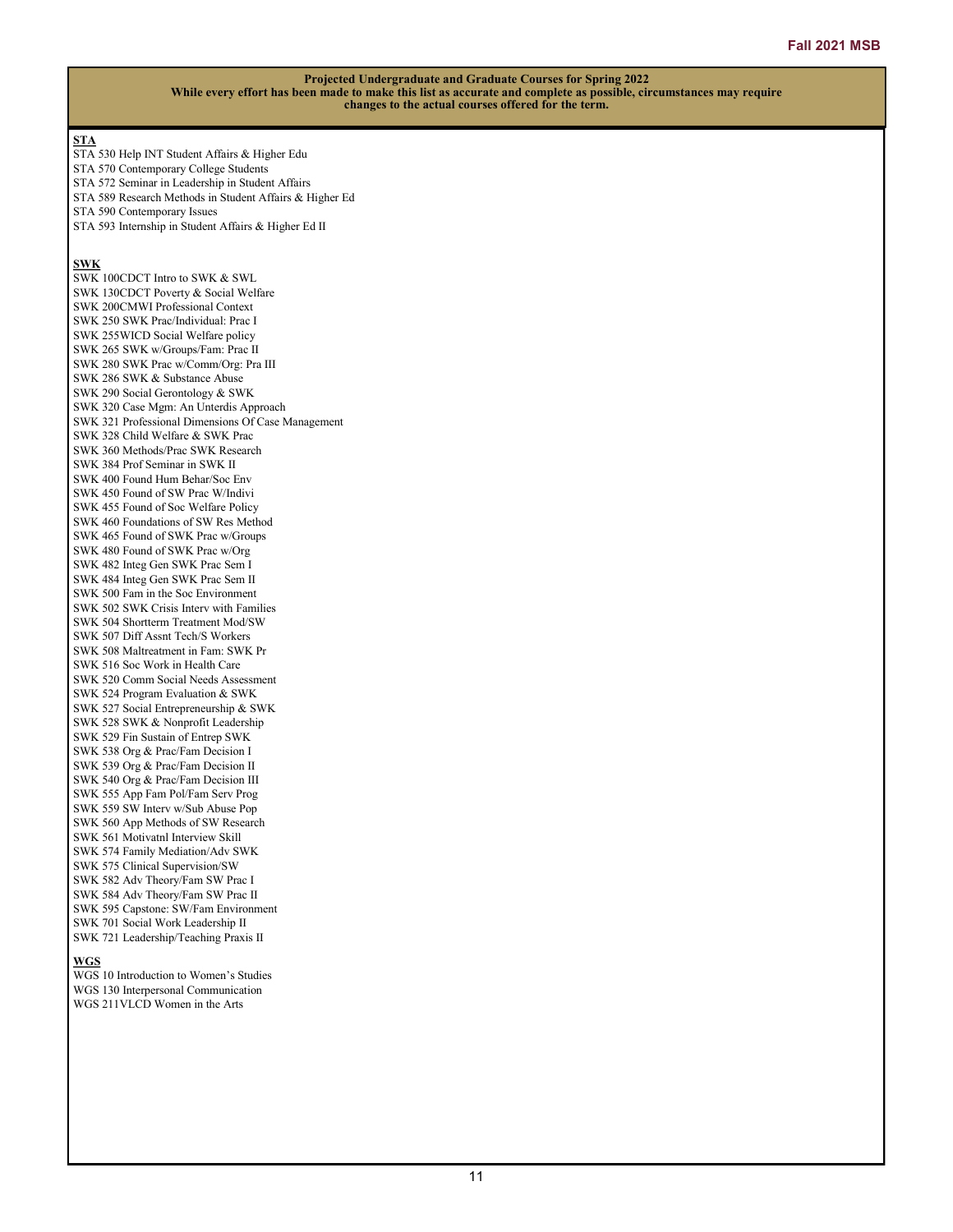**Projected Undergraduate and Graduate Courses for Spring 2022**
**While every effort has been made to make this list as accurate and complete as possible, circumstances may require changes to the actual courses offered for the term.**

**STA**

STA 530 Help INT Student Affairs & Higher Edu
STA 570 Contemporary College Students
STA 572 Seminar in Leadership in Student Affairs
STA 589 Research Methods in Student Affairs & Higher Ed
STA 590 Contemporary Issues
STA 593 Internship in Student Affairs & Higher Ed II

**SWK**

SWK 100CDCT Intro to SWK & SWL
SWK 130CDCT Poverty & Social Welfare
SWK 200CMWI Professional Context
SWK 250 SWK Prac/Individual: Prac I
SWK 255WICD Social Welfare policy
SWK 265 SWK w/Groups/Fam: Prac II
SWK 280 SWK Prac w/Comm/Org: Pra III
SWK 286 SWK & Substance Abuse
SWK 290 Social Gerontology & SWK
SWK 320 Case Mgm: An Unterdis Approach
SWK 321 Professional Dimensions Of Case Management
SWK 328 Child Welfare & SWK Prac
SWK 360 Methods/Prac SWK Research
SWK 384 Prof Seminar in SWK II
SWK 400 Found Hum Behar/Soc Env
SWK 450 Found of SW Prac W/Indivi
SWK 455 Found of Soc Welfare Policy
SWK 460 Foundations of SW Res Method
SWK 465 Found of SWK Prac w/Groups
SWK 480 Found of SWK Prac w/Org
SWK 482 Integ Gen SWK Prac Sem I
SWK 484 Integ Gen SWK Prac Sem II
SWK 500 Fam in the Soc Environment
SWK 502 SWK Crisis Interv with Families
SWK 504 Shortterm Treatment Mod/SW
SWK 507 Diff Assnt Tech/S Workers
SWK 508 Maltreatment in Fam: SWK Pr
SWK 516 Soc Work in Health Care
SWK 520 Comm Social Needs Assessment
SWK 524 Program Evaluation & SWK
SWK 527 Social Entrepreneurship & SWK
SWK 528 SWK & Nonprofit Leadership
SWK 529 Fin Sustain of Entrep SWK
SWK 538 Org & Prac/Fam Decision I
SWK 539 Org & Prac/Fam Decision II
SWK 540 Org & Prac/Fam Decision III
SWK 555 App Fam Pol/Fam Serv Prog
SWK 559 SW Interv w/Sub Abuse Pop
SWK 560 App Methods of SW Research
SWK 561 Motivatnl Interview Skill
SWK 574 Family Mediation/Adv SWK
SWK 575 Clinical Supervision/SW
SWK 582 Adv Theory/Fam SW Prac I
SWK 584 Adv Theory/Fam SW Prac II
SWK 595 Capstone: SW/Fam Environment
SWK 701 Social Work Leadership II
SWK 721 Leadership/Teaching Praxis II

**WGS**

WGS 10 Introduction to Women's Studies
WGS 130 Interpersonal Communication
WGS 211VLCD Women in the Arts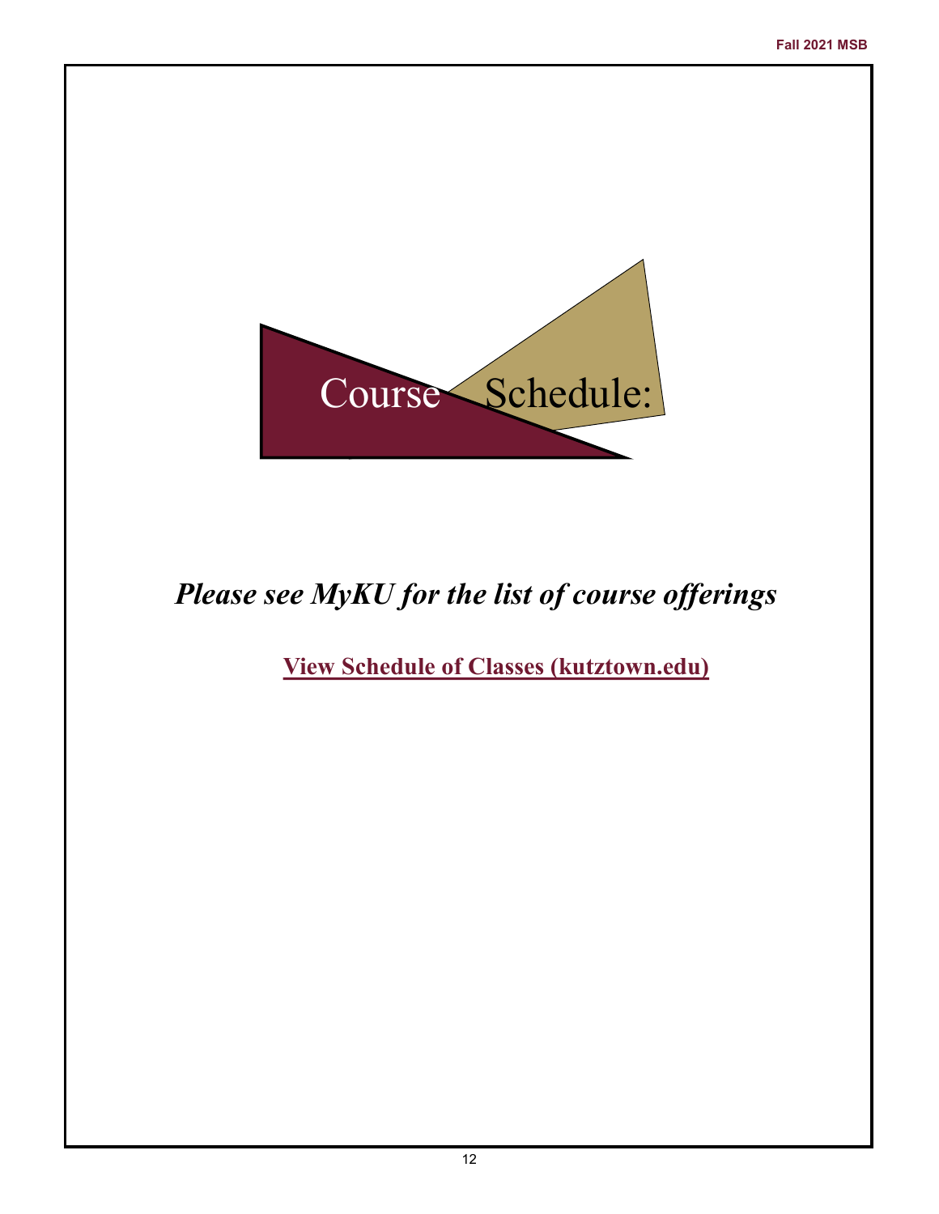# Course Schedule:

***Please see MyKU for the list of course offerings***

**View Schedule of Classes (kutztown.edu)**